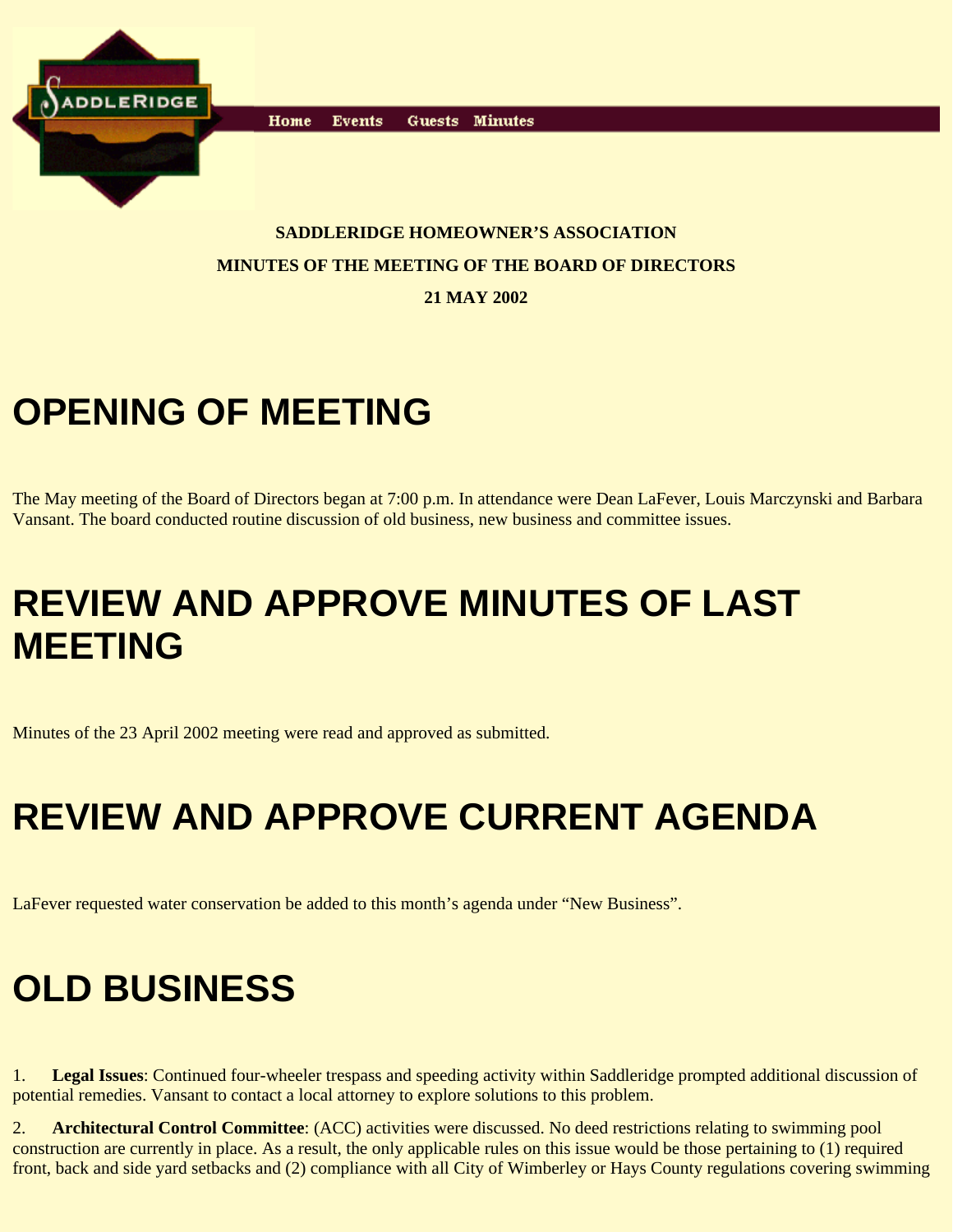Home Events Guests Minutes

**SADDLERIDGE HOMEOWNER'S ASSOCIATION**

**MINUTES OF THE MEETING OF THE BOARD OF DIRECTORS**

**21 MAY 2002**

# OPENING OF MEETING

The May meeting of the Board of Directors began at 7:00 p.m. In attendance were Dean LaFever, Louis Marczynski and Barbara Vansant. The board conducted routine discussion of old business, new business and committee issues.

# REVIEW AND APPROVE MINUTES OF LAST MEETING

Minutes of the 23 April 2002 meeting were read and approved as submitted.

# REVIEW AND APPROVE CURRENT AGENDA

LaFever requested water conservation be added to this month's agenda under "New Business".

# OLD BUSINESS

1. **Legal Issues**: Continued four-wheeler trespass and speeding activity within Saddleridge prompted additional discussion of potential remedies. Vansant to contact a local attorney to explore solutions to this problem.

2. **Architectural Control Committee**: (ACC) activities were discussed. No deed restrictions relating to swimming pool construction are currently in place. As a result, the only applicable rules on this issue would be those pertaining to (1) required front, back and side yard setbacks and (2) compliance with all City of Wimberley or Hays County regulations covering swimming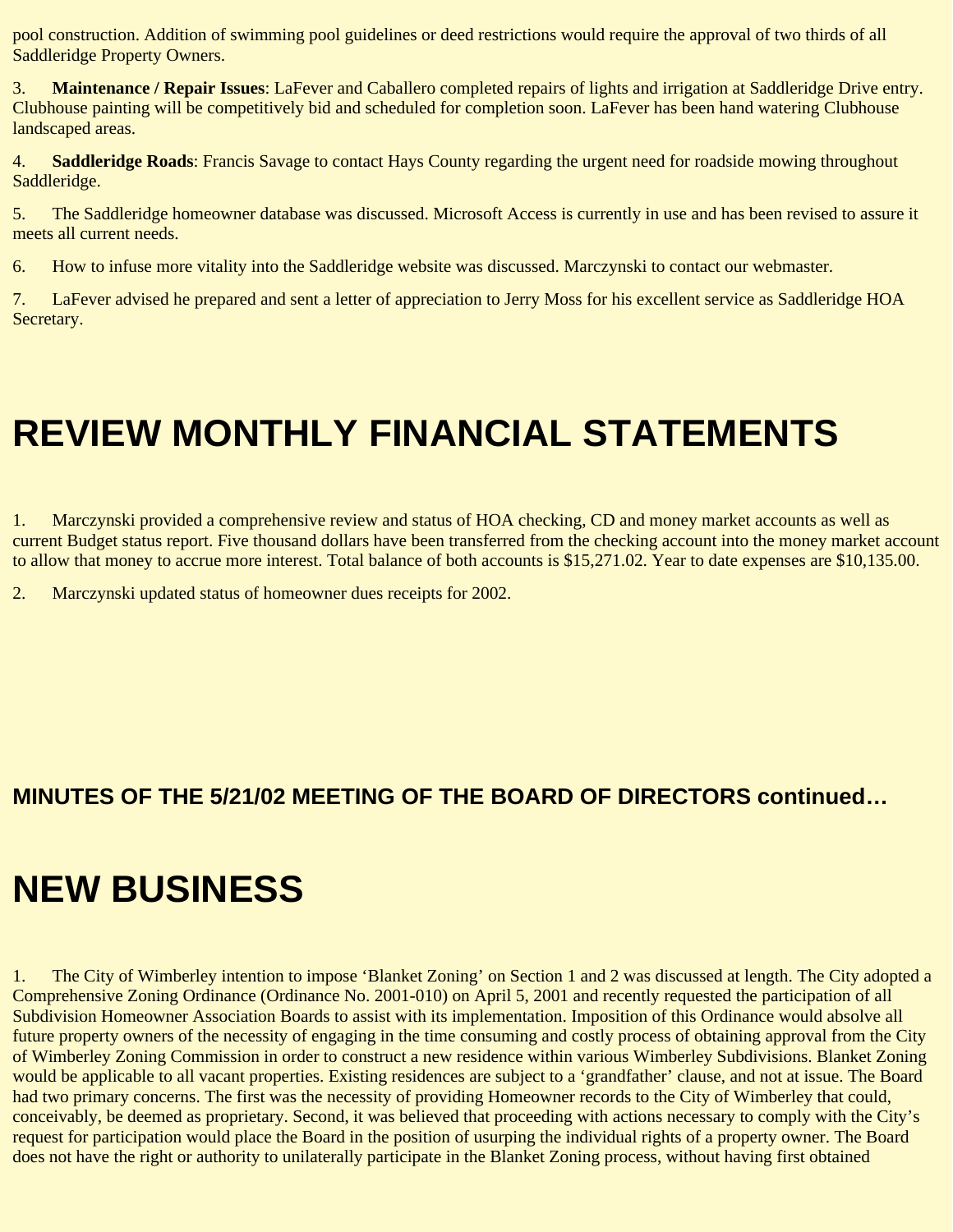pool construction. Addition of swimming pool guidelines or deed restrictions would require the approval of two thirds of all Saddleridge Property Owners.

3. **Maintenance / Repair Issues**: LaFever and Caballero completed repairs of lights and irrigation at Saddleridge Drive entry. Clubhouse painting will be competitively bid and scheduled for completion soon. LaFever has been hand watering Clubhouse landscaped areas.

4. **Saddleridge Roads**: Francis Savage to contact Hays County regarding the urgent need for roadside mowing throughout Saddleridge.

5. The Saddleridge homeowner database was discussed. Microsoft Access is currently in use and has been revised to assure it meets all current needs.

6. How to infuse more vitality into the Saddleridge website was discussed. Marczynski to contact our webmaster.

7. LaFever advised he prepared and sent a letter of appreciation to Jerry Moss for his excellent service as Saddleridge HOA Secretary.

# REVIEW MONTHLY FINANCIAL STATEMENTS

1. Marczynski provided a comprehensive review and status of HOA checking, CD and money market accounts as well as current Budget status report. Five thousand dollars have been transferred from the checking account into the money market account to allow that money to accrue more interest. Total balance of both accounts is $15,271.02. Year to date expenses are $10,135.00.

2. Marczynski updated status of homeowner dues receipts for 2002.

### MINUTES OF THE 5/21/02 MEETING OF THE BOARD OF DIRECTORS continued…

# NEW BUSINESS

1. The City of Wimberley intention to impose 'Blanket Zoning' on Section 1 and 2 was discussed at length. The City adopted a Comprehensive Zoning Ordinance (Ordinance No. 2001-010) on April 5, 2001 and recently requested the participation of all Subdivision Homeowner Association Boards to assist with its implementation. Imposition of this Ordinance would absolve all future property owners of the necessity of engaging in the time consuming and costly process of obtaining approval from the City of Wimberley Zoning Commission in order to construct a new residence within various Wimberley Subdivisions. Blanket Zoning would be applicable to all vacant properties. Existing residences are subject to a 'grandfather' clause, and not at issue. The Board had two primary concerns. The first was the necessity of providing Homeowner records to the City of Wimberley that could, conceivably, be deemed as proprietary. Second, it was believed that proceeding with actions necessary to comply with the City's request for participation would place the Board in the position of usurping the individual rights of a property owner. The Board does not have the right or authority to unilaterally participate in the Blanket Zoning process, without having first obtained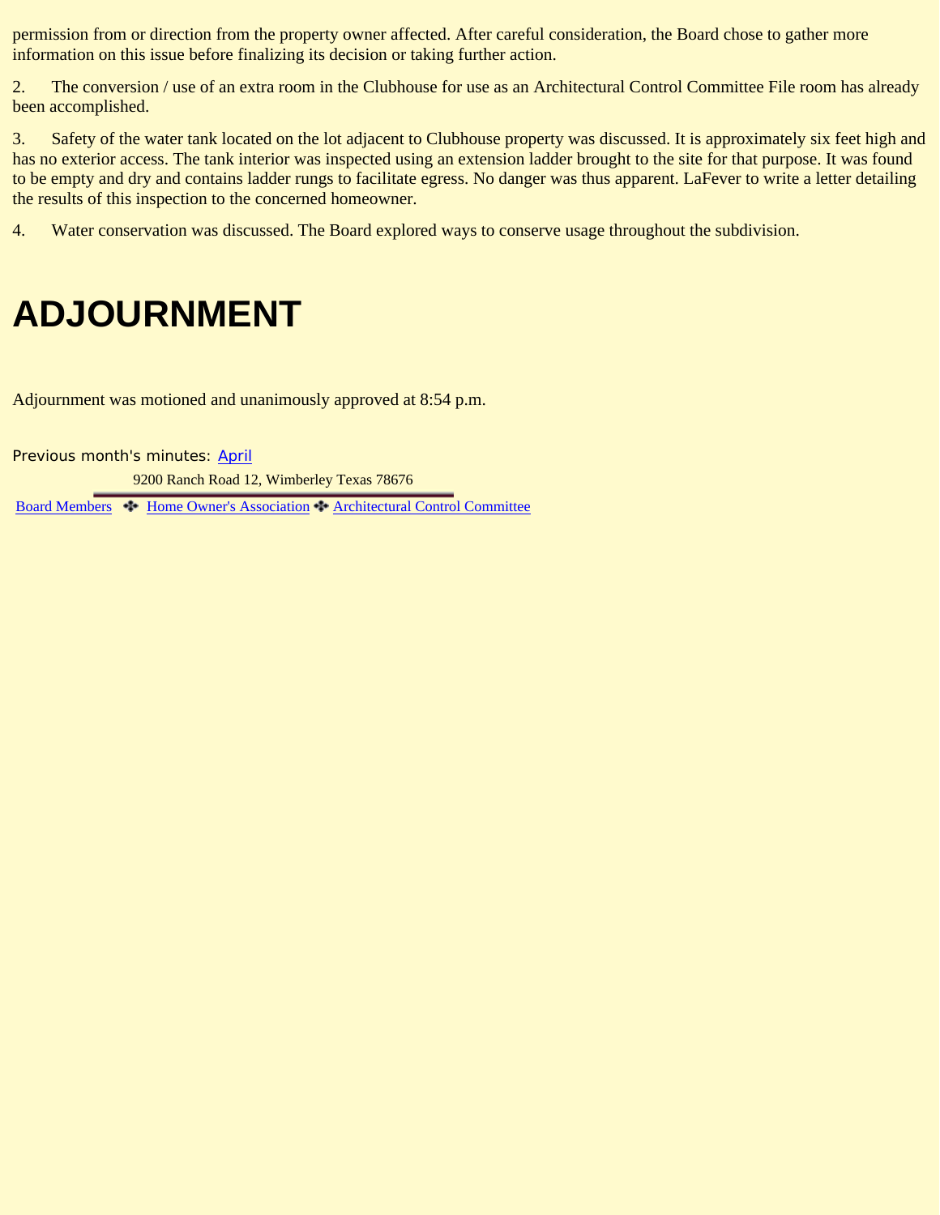permission from or direction from the property owner affected. After careful consideration, the Board chose to gather more information on this issue before finalizing its decision or taking further action.

2. The conversion / use of an extra room in the Clubhouse for use as an Architectural Control Committee File room has already been accomplished.

3. Safety of the water tank located on the lot adjacent to Clubhouse property was discussed. It is approximately six feet high and has no exterior access. The tank interior was inspected using an extension ladder brought to the site for that purpose. It was found to be empty and dry and contains ladder rungs to facilitate egress. No danger was thus apparent. LaFever to write a letter detailing the results of this inspection to the concerned homeowner.

4. Water conservation was discussed. The Board explored ways to conserve usage throughout the subdivision.

# ADJOURNMENT

Adjournment was motioned and unanimously approved at 8:54 p.m.

Previous month's minutes: April

9200 Ranch Road 12, Wimberley Texas 78676

Board Members ✣ Home Owner's Association ✣ Architectural Control Committee